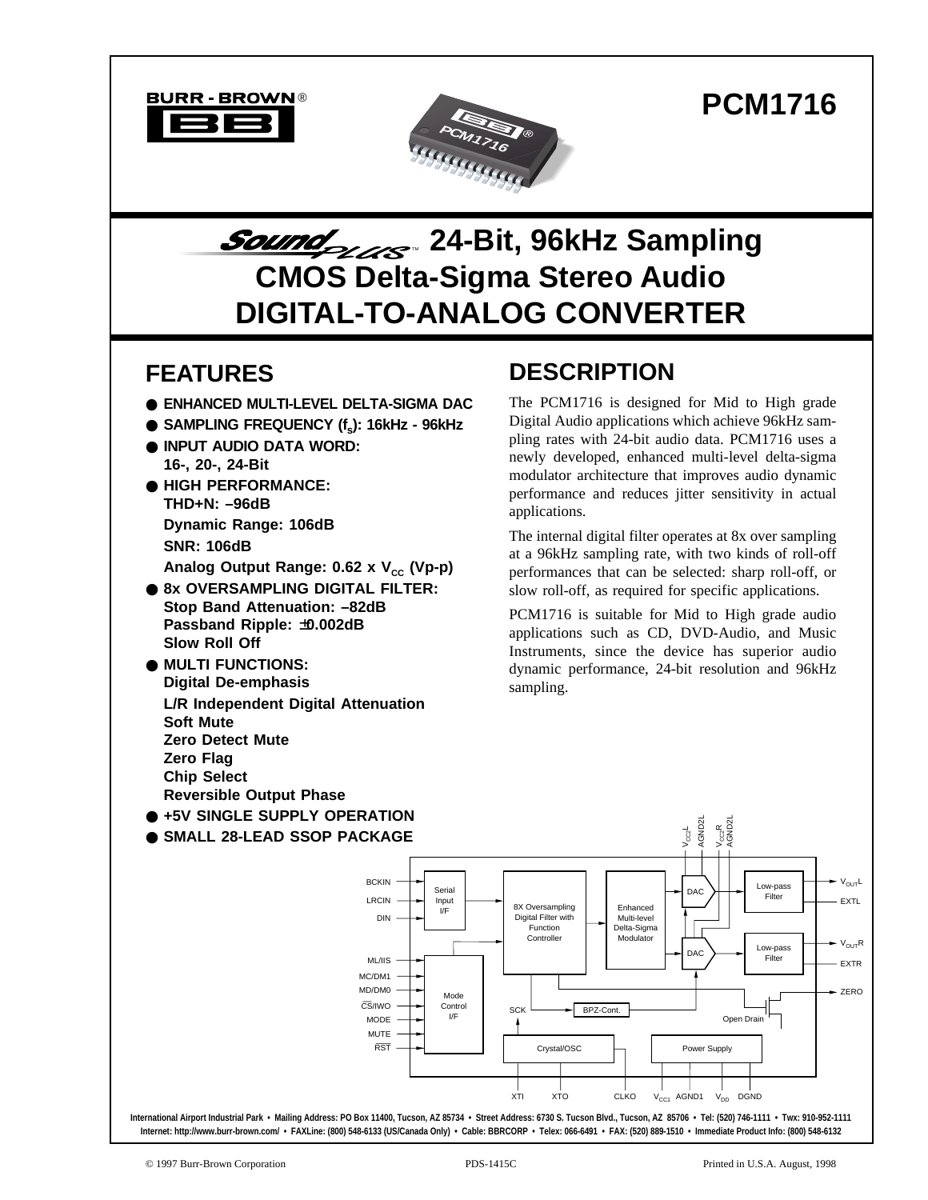**BURR - BROWN®**

# PCM1716

# SoundPlus™ 24-Bit, 96kHz Sampling CMOS Delta-Sigma Stereo Audio DIGITAL-TO-ANALOG CONVERTER

## FEATURES

- **ENHANCED MULTI-LEVEL DELTA-SIGMA DAC**
- **SAMPLING FREQUENCY ($f_S$): 16kHz - 96kHz**
- **INPUT AUDIO DATA WORD: 16-, 20-, 24-Bit**
- **HIGH PERFORMANCE:**
  **THD+N: –96dB**
  **Dynamic Range: 106dB**
  **SNR: 106dB**
  **Analog Output Range: 0.62 x $V_{CC}$ (Vp-p)**
- **8x OVERSAMPLING DIGITAL FILTER:**
  **Stop Band Attenuation: –82dB**
  **Passband Ripple: ±0.002dB**
  **Slow Roll Off**
- **MULTI FUNCTIONS:**
  **Digital De-emphasis**
  **L/R Independent Digital Attenuation**
  **Soft Mute**
  **Zero Detect Mute**
  **Zero Flag**
  **Chip Select**
  **Reversible Output Phase**
- **+5V SINGLE SUPPLY OPERATION**
- **SMALL 28-LEAD SSOP PACKAGE**

## DESCRIPTION

The PCM1716 is designed for Mid to High grade Digital Audio applications which achieve 96kHz sampling rates with 24-bit audio data. PCM1716 uses a newly developed, enhanced multi-level delta-sigma modulator architecture that improves audio dynamic performance and reduces jitter sensitivity in actual applications.

The internal digital filter operates at 8x over sampling at a 96kHz sampling rate, with two kinds of roll-off performances that can be selected: sharp roll-off, or slow roll-off, as required for specific applications.

PCM1716 is suitable for Mid to High grade audio applications such as CD, DVD-Audio, and Music Instruments, since the device has superior audio dynamic performance, 24-bit resolution and 96kHz sampling.

International Airport Industrial Park • Mailing Address: PO Box 11400, Tucson, AZ 85734 • Street Address: 6730 S. Tucson Blvd., Tucson, AZ 85706 • Tel: (520) 746-1111 • Twx: 910-952-1111
Internet: http://www.burr-brown.com/ • FAXLine: (800) 548-6133 (US/Canada Only) • Cable: BBRCORP • Telex: 066-6491 • FAX: (520) 889-1510 • Immediate Product Info: (800) 548-6132

© 1997 Burr-Brown Corporation PDS-1415C Printed in U.S.A. August, 1998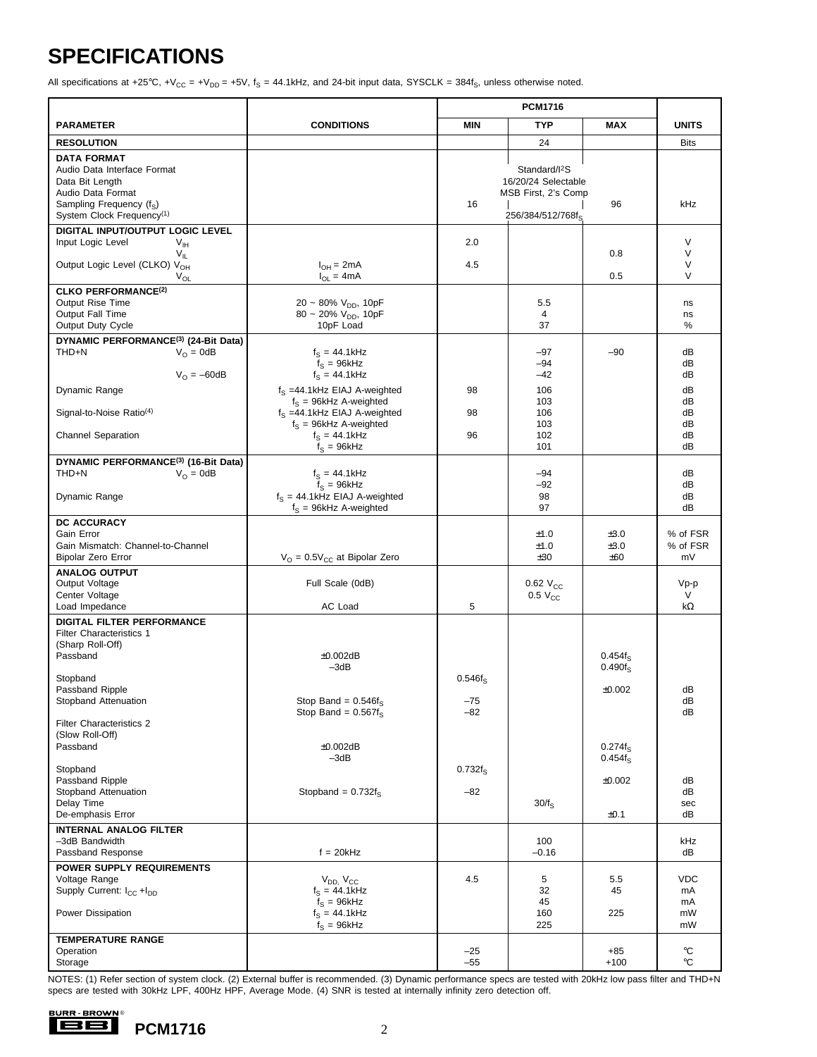# SPECIFICATIONS

All specifications at +25°C, $+V_{CC} = +V_{DD} = +5V$, $f_S = 44.1kHz$, and 24-bit input data, SYSCLK = $384f_S$, unless otherwise noted.

| PARAMETER | CONDITIONS | PCM1716 MIN | TYP | MAX | UNITS |
|---|---|---|---|---|---|
| **RESOLUTION** | | | 24 | | Bits |
| **DATA FORMAT** | | | | | |
| Audio Data Interface Format | | | Standard/I²S | | |
| Data Bit Length | | | 16/20/24 Selectable | | |
| Audio Data Format | | | MSB First, 2's Comp | | |
| Sampling Frequency ($f_S$) | | 16 | | 96 | kHz |
| System Clock Frequency(1) | | | $256/384/512/768f_S$ | | |
| **DIGITAL INPUT/OUTPUT LOGIC LEVEL** | | | | | |
| Input Logic Level $V_{IH}$ | | 2.0 | | | V |
| $V_{IL}$ | | | | 0.8 | V |
| Output Logic Level (CLKO) $V_{OH}$ | $I_{OH} = 2mA$ | 4.5 | | | V |
| $V_{OL}$ | $I_{OL} = 4mA$ | | | 0.5 | V |
| **CLKO PERFORMANCE(2)** | | | | | |
| Output Rise Time | 20 ~ 80% $V_{DD}$, 10pF | | 5.5 | | ns |
| Output Fall Time | 80 ~ 20% $V_{DD}$, 10pF | | 4 | | ns |
| Output Duty Cycle | 10pF Load | | 37 | | % |
| **DYNAMIC PERFORMANCE(3) (24-Bit Data)** | | | | | |
| THD+N $V_O = 0dB$ | $f_S = 44.1kHz$ | | –97 | –90 | dB |
| | $f_S = 96kHz$ | | –94 | | dB |
| $V_O = -60dB$ | $f_S = 44.1kHz$ | | –42 | | dB |
| Dynamic Range | $f_S$ =44.1kHz EIAJ A-weighted | 98 | 106 | | dB |
| | $f_S$ = 96kHz A-weighted | | 103 | | dB |
| Signal-to-Noise Ratio(4) | $f_S$ =44.1kHz EIAJ A-weighted | 98 | 106 | | dB |
| | $f_S$ = 96kHz A-weighted | | 103 | | dB |
| Channel Separation | $f_S = 44.1kHz$ | 96 | 102 | | dB |
| | $f_S = 96kHz$ | | 101 | | dB |
| **DYNAMIC PERFORMANCE(3) (16-Bit Data)** | | | | | |
| THD+N $V_O = 0dB$ | $f_S = 44.1kHz$ | | –94 | | dB |
| | $f_S = 96kHz$ | | –92 | | dB |
| Dynamic Range | $f_S$ = 44.1kHz EIAJ A-weighted | | 98 | | dB |
| | $f_S$ = 96kHz A-weighted | | 97 | | dB |
| **DC ACCURACY** | | | | | |
| Gain Error | | | ±1.0 | ±3.0 | % of FSR |
| Gain Mismatch: Channel-to-Channel | | | ±1.0 | ±3.0 | % of FSR |
| Bipolar Zero Error | $V_O = 0.5V_{CC}$ at Bipolar Zero | | ±30 | ±60 | mV |
| **ANALOG OUTPUT** | | | | | |
| Output Voltage | Full Scale (0dB) | | $0.62\ V_{CC}$ | | Vp-p |
| Center Voltage | | | $0.5\ V_{CC}$ | | V |
| Load Impedance | AC Load | 5 | | | kΩ |
| **DIGITAL FILTER PERFORMANCE** | | | | | |
| Filter Characteristics 1 (Sharp Roll-Off) | | | | | |
| Passband | ±0.002dB | | | $0.454f_S$ | |
| | –3dB | | | $0.490f_S$ | |
| Stopband | | $0.546f_S$ | | | |
| Passband Ripple | | | | ±0.002 | dB |
| Stopband Attenuation | Stop Band = $0.546f_S$ | –75 | | | dB |
| | Stop Band = $0.567f_S$ | –82 | | | dB |
| Filter Characteristics 2 (Slow Roll-Off) | | | | | |
| Passband | ±0.002dB | | | $0.274f_S$ | |
| | –3dB | | | $0.454f_S$ | |
| Stopband | | $0.732f_S$ | | | |
| Passband Ripple | | | | ±0.002 | dB |
| Stopband Attenuation | Stopband = $0.732f_S$ | –82 | | | dB |
| Delay Time | | | $30/f_S$ | | sec |
| De-emphasis Error | | | | ±0.1 | dB |
| **INTERNAL ANALOG FILTER** | | | | | |
| –3dB Bandwidth | | | 100 | | kHz |
| Passband Response | f = 20kHz | | –0.16 | | dB |
| **POWER SUPPLY REQUIREMENTS** | | | | | |
| Voltage Range | $V_{DD}$, $V_{CC}$ | 4.5 | 5 | 5.5 | VDC |
| Supply Current: $I_{CC} + I_{DD}$ | $f_S = 44.1kHz$ | | 32 | 45 | mA |
| | $f_S = 96kHz$ | | 45 | | mA |
| Power Dissipation | $f_S = 44.1kHz$ | | 160 | 225 | mW |
| | $f_S = 96kHz$ | | 225 | | mW |
| **TEMPERATURE RANGE** | | | | | |
| Operation | | –25 | | +85 | °C |
| Storage | | –55 | | +100 | °C |

NOTES: (1) Refer section of system clock. (2) External buffer is recommended. (3) Dynamic performance specs are tested with 20kHz low pass filter and THD+N specs are tested with 30kHz LPF, 400Hz HPF, Average Mode. (4) SNR is tested at internally infinity zero detection off.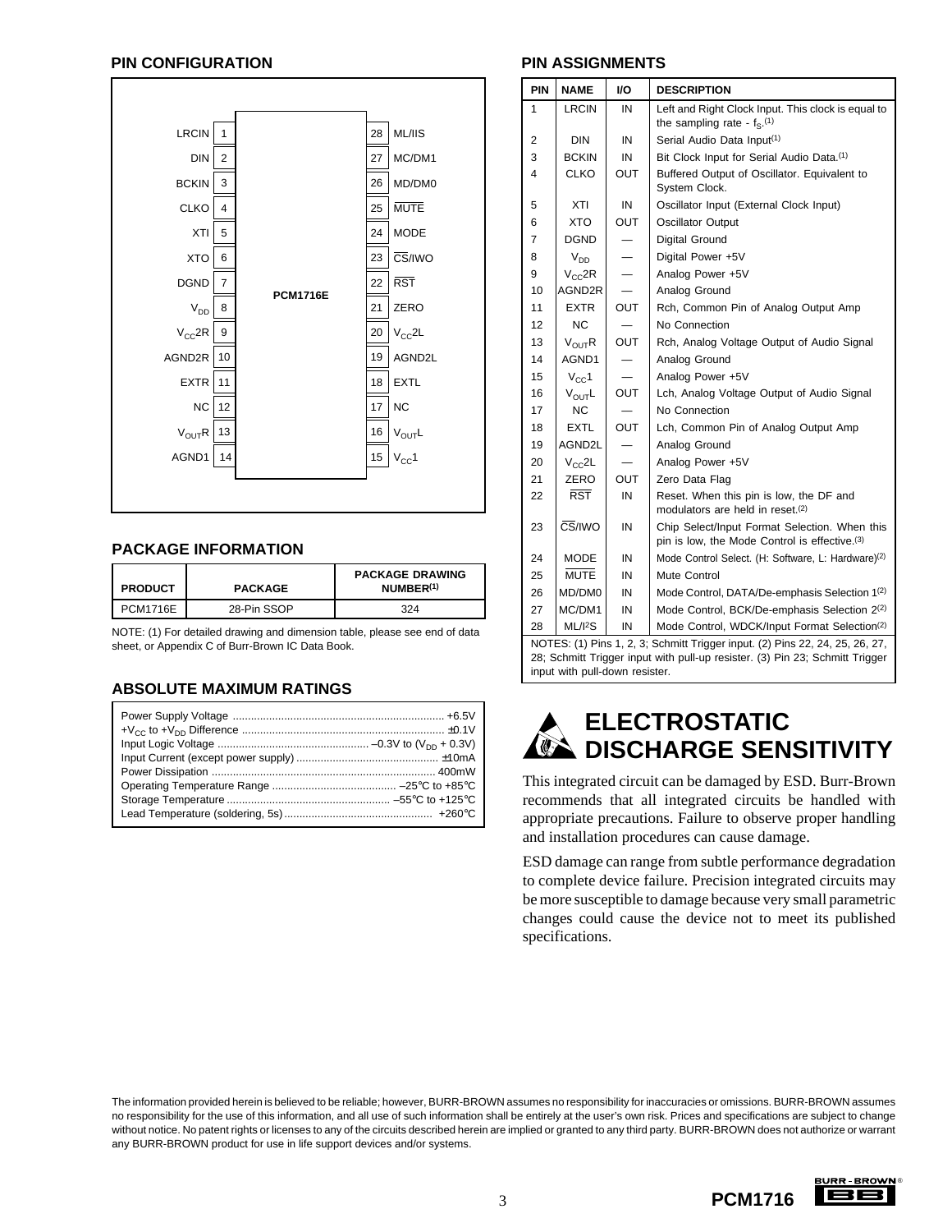## PIN CONFIGURATION

| Pin | Name | | Pin | Name |
|---|---|---|---|---|
| 1 | LRCIN | | 28 | ML/IIS |
| 2 | DIN | | 27 | MC/DM1 |
| 3 | BCKIN | | 26 | MD/DM0 |
| 4 | CLKO | | 25 | $\overline{MUTE}$ |
| 5 | XTI | | 24 | MODE |
| 6 | XTO | | 23 | $\overline{CS}$/IWO |
| 7 | DGND | PCM1716E | 22 | $\overline{RST}$ |
| 8 | $V_{DD}$ | | 21 | ZERO |
| 9 | $V_{CC}$2R | | 20 | $V_{CC}$2L |
| 10 | AGND2R | | 19 | AGND2L |
| 11 | EXTR | | 18 | EXTL |
| 12 | NC | | 17 | NC |
| 13 | $V_{OUT}$R | | 16 | $V_{OUT}$L |
| 14 | AGND1 | | 15 | $V_{CC}$1 |

## PACKAGE INFORMATION

| PRODUCT | PACKAGE | PACKAGE DRAWING NUMBER(1) |
|---|---|---|
| PCM1716E | 28-Pin SSOP | 324 |

NOTE: (1) For detailed drawing and dimension table, please see end of data sheet, or Appendix C of Burr-Brown IC Data Book.

## ABSOLUTE MAXIMUM RATINGS

| | |
|---|---|
| Power Supply Voltage | +6.5V |
| $+V_{CC}$ to $+V_{DD}$ Difference | ±0.1V |
| Input Logic Voltage | –0.3V to ($V_{DD}$ + 0.3V) |
| Input Current (except power supply) | ±10mA |
| Power Dissipation | 400mW |
| Operating Temperature Range | –25°C to +85°C |
| Storage Temperature | –55°C to +125°C |
| Lead Temperature (soldering, 5s) | +260°C |

## PIN ASSIGNMENTS

| PIN | NAME | I/O | DESCRIPTION |
|---|---|---|---|
| 1 | LRCIN | IN | Left and Right Clock Input. This clock is equal to the sampling rate - $f_S$.(1) |
| 2 | DIN | IN | Serial Audio Data Input(1) |
| 3 | BCKIN | IN | Bit Clock Input for Serial Audio Data.(1) |
| 4 | CLKO | OUT | Buffered Output of Oscillator. Equivalent to System Clock. |
| 5 | XTI | IN | Oscillator Input (External Clock Input) |
| 6 | XTO | OUT | Oscillator Output |
| 7 | DGND | — | Digital Ground |
| 8 | $V_{DD}$ | — | Digital Power +5V |
| 9 | $V_{CC}$2R | — | Analog Power +5V |
| 10 | AGND2R | — | Analog Ground |
| 11 | EXTR | OUT | Rch, Common Pin of Analog Output Amp |
| 12 | NC | — | No Connection |
| 13 | $V_{OUT}$R | OUT | Rch, Analog Voltage Output of Audio Signal |
| 14 | AGND1 | — | Analog Ground |
| 15 | $V_{CC}$1 | — | Analog Power +5V |
| 16 | $V_{OUT}$L | OUT | Lch, Analog Voltage Output of Audio Signal |
| 17 | NC | — | No Connection |
| 18 | EXTL | OUT | Lch, Common Pin of Analog Output Amp |
| 19 | AGND2L | — | Analog Ground |
| 20 | $V_{CC}$2L | — | Analog Power +5V |
| 21 | ZERO | OUT | Zero Data Flag |
| 22 | $\overline{RST}$ | IN | Reset. When this pin is low, the DF and modulators are held in reset.(2) |
| 23 | $\overline{CS}$/IWO | IN | Chip Select/Input Format Selection. When this pin is low, the Mode Control is effective.(3) |
| 24 | MODE | IN | Mode Control Select. (H: Software, L: Hardware)(2) |
| 25 | $\overline{MUTE}$ | IN | Mute Control |
| 26 | MD/DM0 | IN | Mode Control, DATA/De-emphasis Selection 1(2) |
| 27 | MC/DM1 | IN | Mode Control, BCK/De-emphasis Selection 2(2) |
| 28 | ML/I²S | IN | Mode Control, WDCK/Input Format Selection(2) |

NOTES: (1) Pins 1, 2, 3; Schmitt Trigger input. (2) Pins 22, 24, 25, 26, 27, 28; Schmitt Trigger input with pull-up resister. (3) Pin 23; Schmitt Trigger input with pull-down resister.

## ELECTROSTATIC DISCHARGE SENSITIVITY

This integrated circuit can be damaged by ESD. Burr-Brown recommends that all integrated circuits be handled with appropriate precautions. Failure to observe proper handling and installation procedures can cause damage.

ESD damage can range from subtle performance degradation to complete device failure. Precision integrated circuits may be more susceptible to damage because very small parametric changes could cause the device not to meet its published specifications.

The information provided herein is believed to be reliable; however, BURR-BROWN assumes no responsibility for inaccuracies or omissions. BURR-BROWN assumes no responsibility for the use of this information, and all use of such information shall be entirely at the user's own risk. Prices and specifications are subject to change without notice. No patent rights or licenses to any of the circuits described herein are implied or granted to any third party. BURR-BROWN does not authorize or warrant any BURR-BROWN product for use in life support devices and/or systems.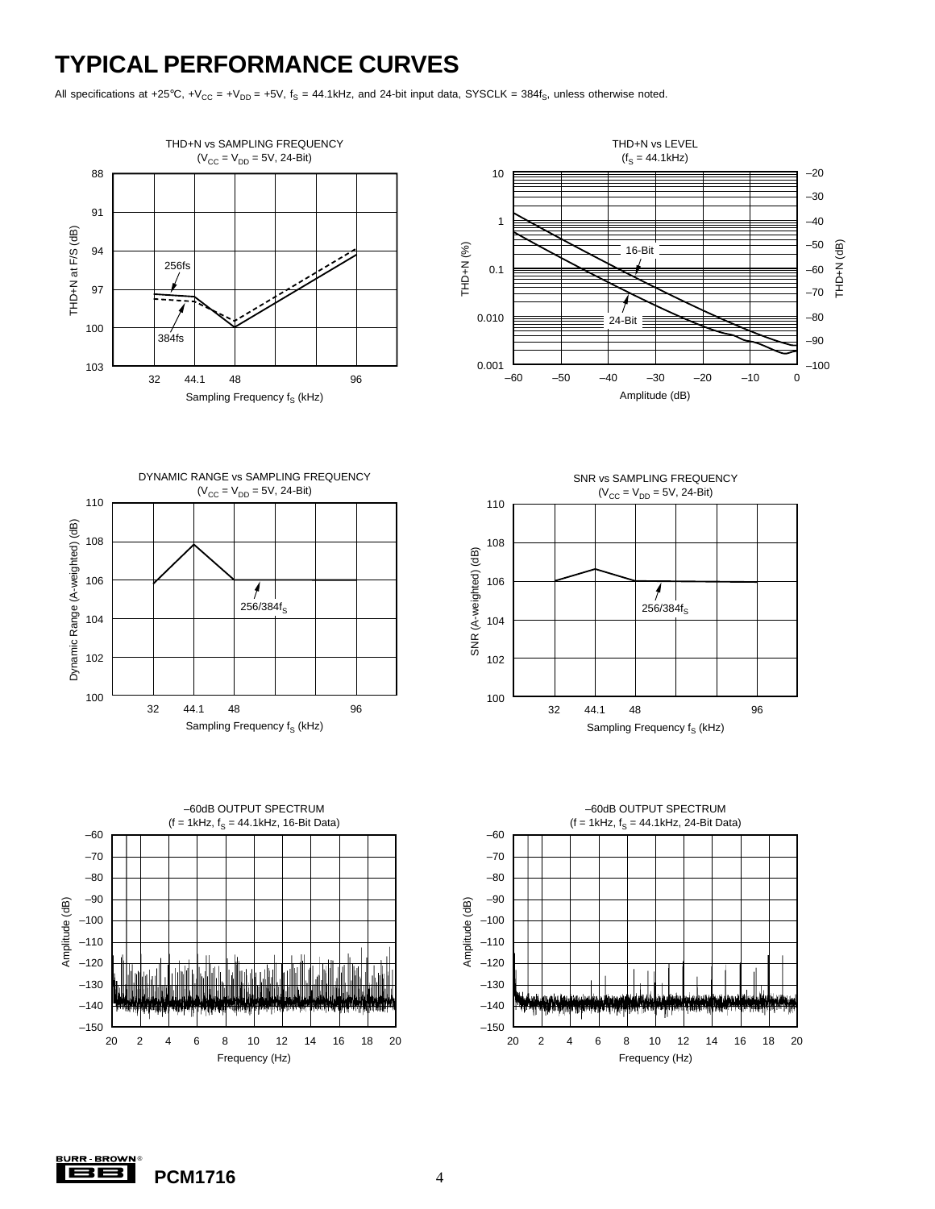# TYPICAL PERFORMANCE CURVES

All specifications at +25°C, $+V_{CC} = +V_{DD} = +5V$, $f_S = 44.1kHz$, and 24-bit input data, SYSCLK = $384f_S$, unless otherwise noted.

THD+N vs SAMPLING FREQUENCY
($V_{CC} = V_{DD} = 5V$, 24-Bit)

THD+N vs LEVEL
($f_S = 44.1kHz$)

DYNAMIC RANGE vs SAMPLING FREQUENCY
($V_{CC} = V_{DD} = 5V$, 24-Bit)

SNR vs SAMPLING FREQUENCY
($V_{CC} = V_{DD} = 5V$, 24-Bit)

–60dB OUTPUT SPECTRUM
(f = 1kHz, $f_S = 44.1kHz$, 16-Bit Data)

–60dB OUTPUT SPECTRUM
(f = 1kHz, $f_S = 44.1kHz$, 24-Bit Data)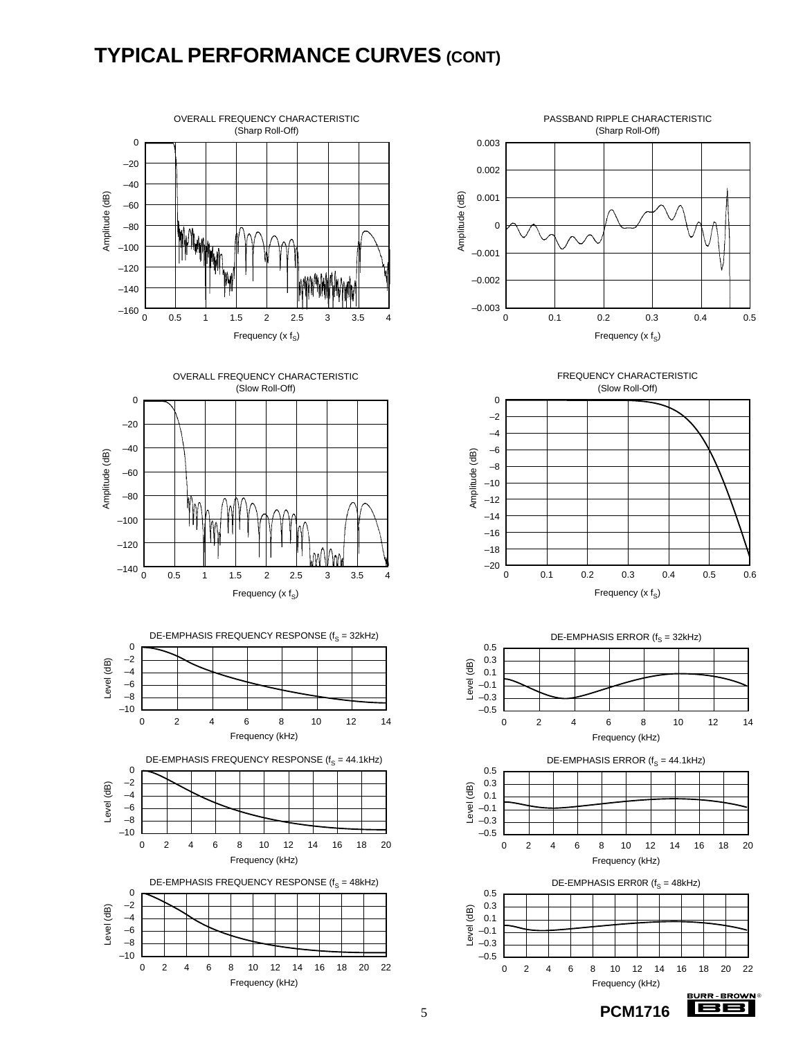## TYPICAL PERFORMANCE CURVES (CONT)

OVERALL FREQUENCY CHARACTERISTIC (Sharp Roll-Off)

PASSBAND RIPPLE CHARACTERISTIC (Sharp Roll-Off)

OVERALL FREQUENCY CHARACTERISTIC (Slow Roll-Off)

FREQUENCY CHARACTERISTIC (Slow Roll-Off)

DE-EMPHASIS FREQUENCY RESPONSE ($f_S$ = 32kHz)

DE-EMPHASIS ERROR ($f_S$ = 32kHz)

DE-EMPHASIS FREQUENCY RESPONSE ($f_S$ = 44.1kHz)

DE-EMPHASIS ERROR ($f_S$ = 44.1kHz)

DE-EMPHASIS FREQUENCY RESPONSE ($f_S$ = 48kHz)

DE-EMPHASIS ERR0R ($f_S$ = 48kHz)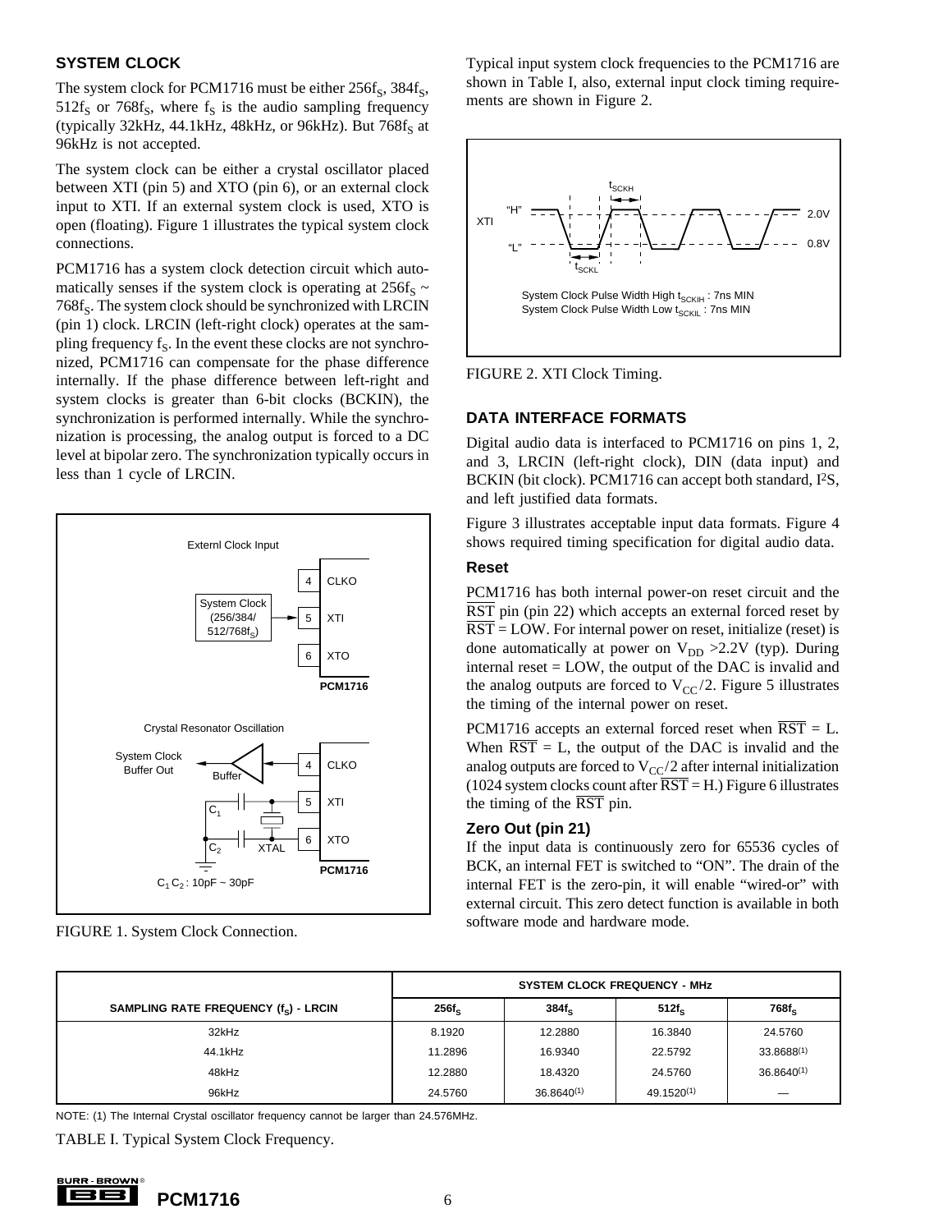## SYSTEM CLOCK

The system clock for PCM1716 must be either $256f_S$, $384f_S$, $512f_S$ or $768f_S$, where $f_S$ is the audio sampling frequency (typically 32kHz, 44.1kHz, 48kHz, or 96kHz). But $768f_S$ at 96kHz is not accepted.

The system clock can be either a crystal oscillator placed between XTI (pin 5) and XTO (pin 6), or an external clock input to XTI. If an external system clock is used, XTO is open (floating). Figure 1 illustrates the typical system clock connections.

PCM1716 has a system clock detection circuit which automatically senses if the system clock is operating at $256f_S$ ~ $768f_S$. The system clock should be synchronized with LRCIN (pin 1) clock. LRCIN (left-right clock) operates at the sampling frequency $f_S$. In the event these clocks are not synchronized, PCM1716 can compensate for the phase difference internally. If the phase difference between left-right and system clocks is greater than 6-bit clocks (BCKIN), the synchronization is performed internally. While the synchronization is processing, the analog output is forced to a DC level at bipolar zero. The synchronization typically occurs in less than 1 cycle of LRCIN.

FIGURE 1. System Clock Connection.

Typical input system clock frequencies to the PCM1716 are shown in Table I, also, external input clock timing requirements are shown in Figure 2.

FIGURE 2. XTI Clock Timing.

## DATA INTERFACE FORMATS

Digital audio data is interfaced to PCM1716 on pins 1, 2, and 3, LRCIN (left-right clock), DIN (data input) and BCKIN (bit clock). PCM1716 can accept both standard, I²S, and left justified data formats.

Figure 3 illustrates acceptable input data formats. Figure 4 shows required timing specification for digital audio data.

### Reset

PCM1716 has both internal power-on reset circuit and the $\overline{RST}$ pin (pin 22) which accepts an external forced reset by $\overline{RST}$ = LOW. For internal power on reset, initialize (reset) is done automatically at power on $V_{DD}$ >2.2V (typ). During internal reset = LOW, the output of the DAC is invalid and the analog outputs are forced to $V_{CC}/2$. Figure 5 illustrates the timing of the internal power on reset.

PCM1716 accepts an external forced reset when $\overline{RST}$ = L. When $\overline{RST}$ = L, the output of the DAC is invalid and the analog outputs are forced to $V_{CC}/2$ after internal initialization (1024 system clocks count after $\overline{RST}$ = H.) Figure 6 illustrates the timing of the $\overline{RST}$ pin.

### Zero Out (pin 21)

If the input data is continuously zero for 65536 cycles of BCK, an internal FET is switched to "ON". The drain of the internal FET is the zero-pin, it will enable "wired-or" with external circuit. This zero detect function is available in both software mode and hardware mode.

| SAMPLING RATE FREQUENCY ($f_S$) - LRCIN | SYSTEM CLOCK FREQUENCY - MHz | | | |
|---|---|---|---|---|
| | $256f_S$ | $384f_S$ | $512f_S$ | $768f_S$ |
| 32kHz | 8.1920 | 12.2880 | 16.3840 | 24.5760 |
| 44.1kHz | 11.2896 | 16.9340 | 22.5792 | 33.8688(1) |
| 48kHz | 12.2880 | 18.4320 | 24.5760 | 36.8640(1) |
| 96kHz | 24.5760 | 36.8640(1) | 49.1520(1) | — |

NOTE: (1) The Internal Crystal oscillator frequency cannot be larger than 24.576MHz.

TABLE I. Typical System Clock Frequency.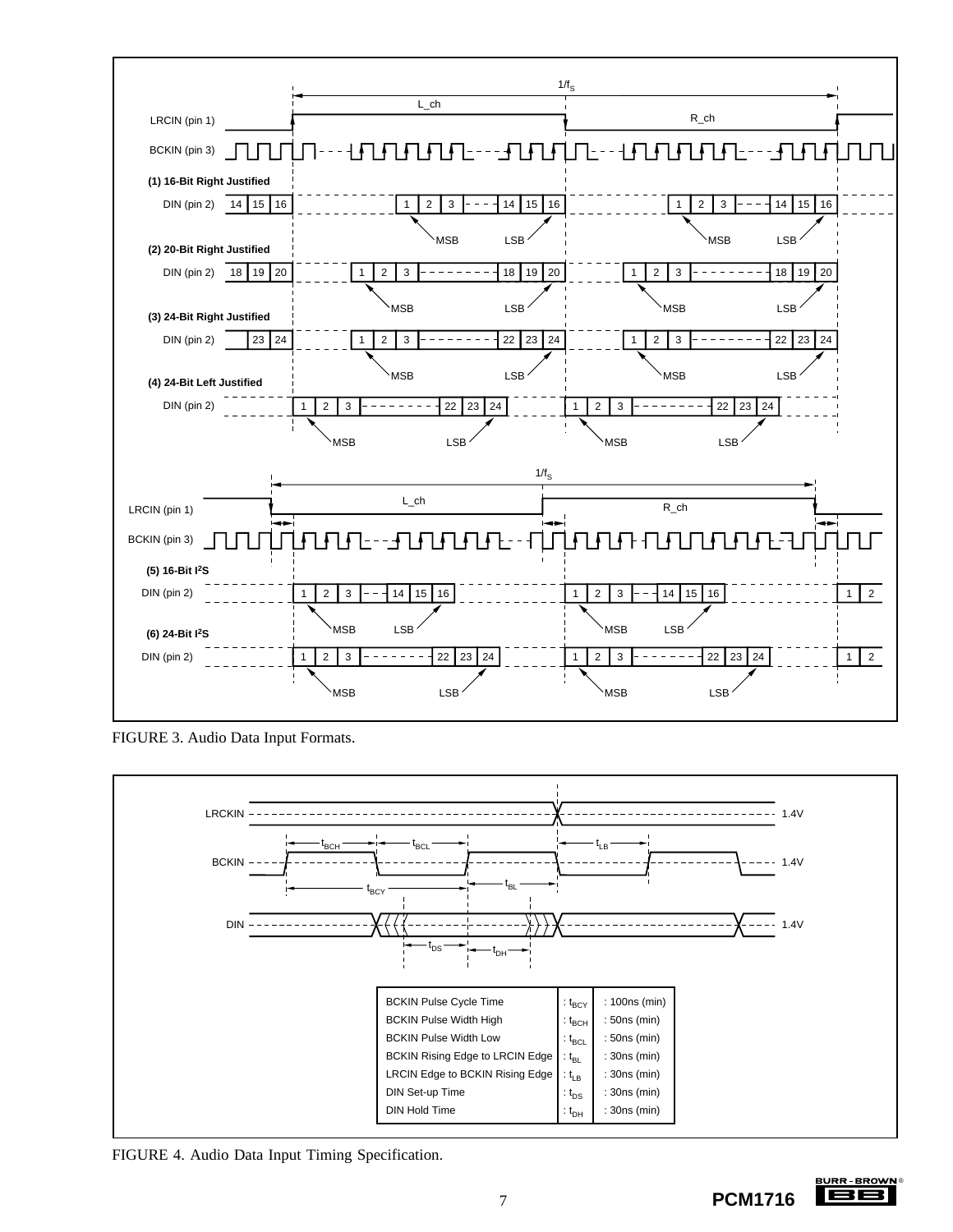FIGURE 3. Audio Data Input Formats.

FIGURE 4. Audio Data Input Timing Specification.

| Parameter | Symbol | Value |
|---|---|---|
| BCKIN Pulse Cycle Time | : $t_{BCY}$ | : 100ns (min) |
| BCKIN Pulse Width High | : $t_{BCH}$ | : 50ns (min) |
| BCKIN Pulse Width Low | : $t_{BCL}$ | : 50ns (min) |
| BCKIN Rising Edge to LRCIN Edge | : $t_{BL}$ | : 30ns (min) |
| LRCIN Edge to BCKIN Rising Edge | : $t_{LB}$ | : 30ns (min) |
| DIN Set-up Time | : $t_{DS}$ | : 30ns (min) |
| DIN Hold Time | : $t_{DH}$ | : 30ns (min) |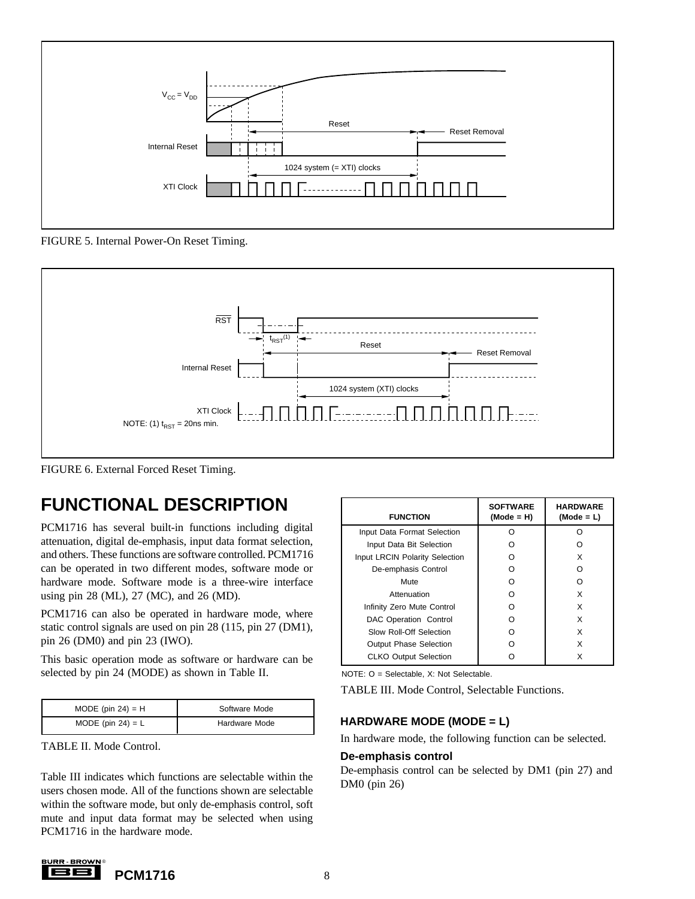FIGURE 5. Internal Power-On Reset Timing.

NOTE: (1) $t_{RST}$ = 20ns min.

FIGURE 6. External Forced Reset Timing.

# FUNCTIONAL DESCRIPTION

PCM1716 has several built-in functions including digital attenuation, digital de-emphasis, input data format selection, and others. These functions are software controlled. PCM1716 can be operated in two different modes, software mode or hardware mode. Software mode is a three-wire interface using pin 28 (ML), 27 (MC), and 26 (MD).

PCM1716 can also be operated in hardware mode, where static control signals are used on pin 28 (115, pin 27 (DM1), pin 26 (DM0) and pin 23 (IWO).

This basic operation mode as software or hardware can be selected by pin 24 (MODE) as shown in Table II.

| MODE (pin 24) = H | Software Mode |
|---|---|
| MODE (pin 24) = L | Hardware Mode |

TABLE II. Mode Control.

Table III indicates which functions are selectable within the users chosen mode. All of the functions shown are selectable within the software mode, but only de-emphasis control, soft mute and input data format may be selected when using PCM1716 in the hardware mode.

| FUNCTION | SOFTWARE (Mode = H) | HARDWARE (Mode = L) |
|---|---|---|
| Input Data Format Selection | O | O |
| Input Data Bit Selection | O | O |
| Input LRCIN Polarity Selection | O | X |
| De-emphasis Control | O | O |
| Mute | O | O |
| Attenuation | O | X |
| Infinity Zero Mute Control | O | X |
| DAC Operation Control | O | X |
| Slow Roll-Off Selection | O | X |
| Output Phase Selection | O | X |
| CLKO Output Selection | O | X |

NOTE: O = Selectable, X: Not Selectable.

TABLE III. Mode Control, Selectable Functions.

### HARDWARE MODE (MODE = L)

In hardware mode, the following function can be selected.

#### De-emphasis control

De-emphasis control can be selected by DM1 (pin 27) and DM0 (pin 26)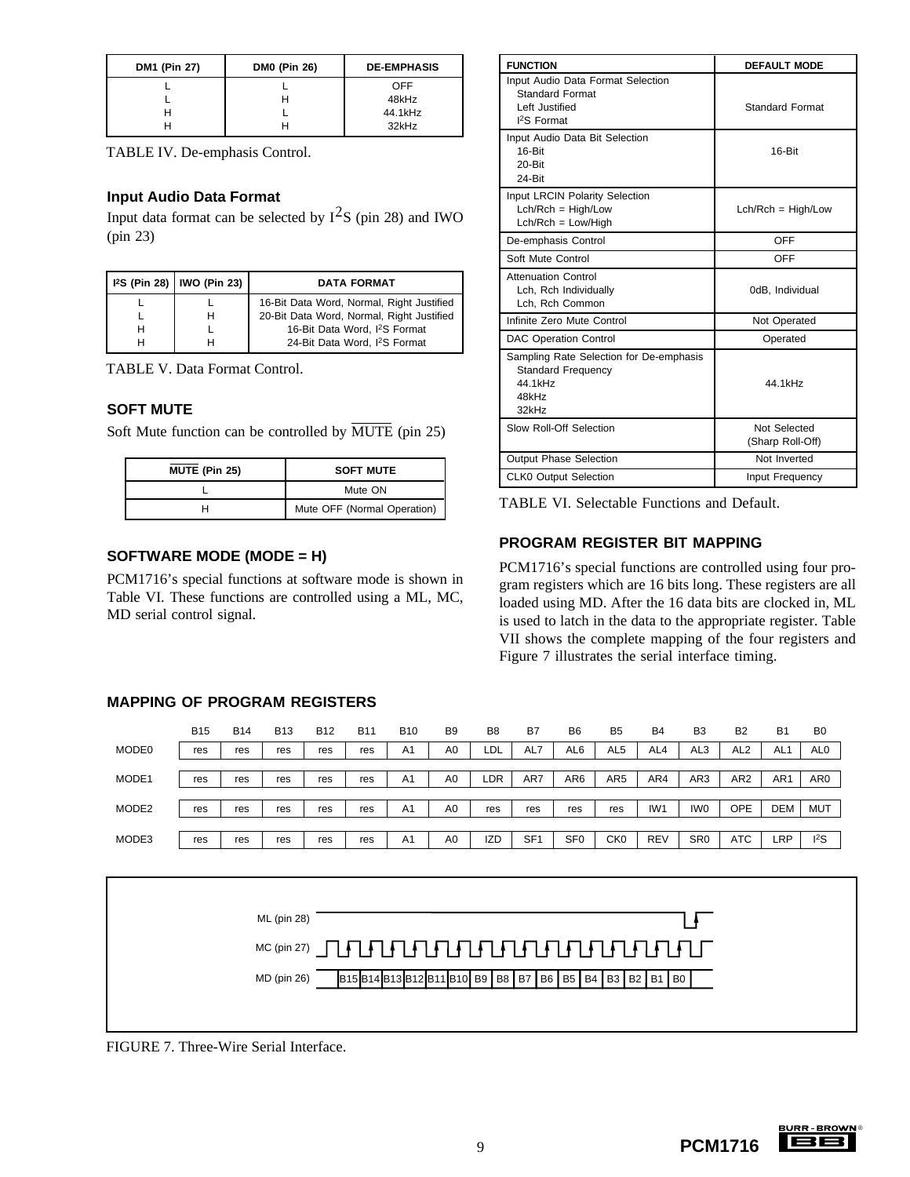| DM1 (Pin 27) | DM0 (Pin 26) | DE-EMPHASIS |
|---|---|---|
| L | L | OFF |
| L | H | 48kHz |
| H | L | 44.1kHz |
| H | H | 32kHz |

TABLE IV. De-emphasis Control.

### Input Audio Data Format

Input data format can be selected by $I^2S$ (pin 28) and IWO (pin 23)

| $I^2S$ (Pin 28) | IWO (Pin 23) | DATA FORMAT |
|---|---|---|
| L | L | 16-Bit Data Word, Normal, Right Justified |
| L | H | 20-Bit Data Word, Normal, Right Justified |
| H | L | 16-Bit Data Word, $I^2S$ Format |
| H | H | 24-Bit Data Word, $I^2S$ Format |

TABLE V. Data Format Control.

### SOFT MUTE

Soft Mute function can be controlled by $\overline{\text{MUTE}}$ (pin 25)

| $\overline{\text{MUTE}}$ (Pin 25) | SOFT MUTE |
|---|---|
| L | Mute ON |
| H | Mute OFF (Normal Operation) |

### SOFTWARE MODE (MODE = H)

PCM1716's special functions at software mode is shown in Table VI. These functions are controlled using a ML, MC, MD serial control signal.

| FUNCTION | DEFAULT MODE |
|---|---|
| Input Audio Data Format Selection<br>Standard Format<br>Left Justified<br>$I^2S$ Format | Standard Format |
| Input Audio Data Bit Selection<br>16-Bit<br>20-Bit<br>24-Bit | 16-Bit |
| Input LRCIN Polarity Selection<br>Lch/Rch = High/Low<br>Lch/Rch = Low/High | Lch/Rch = High/Low |
| De-emphasis Control | OFF |
| Soft Mute Control | OFF |
| Attenuation Control<br>Lch, Rch Individually<br>Lch, Rch Common | 0dB, Individual |
| Infinite Zero Mute Control | Not Operated |
| DAC Operation Control | Operated |
| Sampling Rate Selection for De-emphasis<br>Standard Frequency<br>44.1kHz<br>48kHz<br>32kHz | 44.1kHz |
| Slow Roll-Off Selection | Not Selected (Sharp Roll-Off) |
| Output Phase Selection | Not Inverted |
| CLK0 Output Selection | Input Frequency |

TABLE VI. Selectable Functions and Default.

### PROGRAM REGISTER BIT MAPPING

PCM1716's special functions are controlled using four program registers which are 16 bits long. These registers are all loaded using MD. After the 16 data bits are clocked in, ML is used to latch in the data to the appropriate register. Table VII shows the complete mapping of the four registers and Figure 7 illustrates the serial interface timing.

### MAPPING OF PROGRAM REGISTERS

| | B15 | B14 | B13 | B12 | B11 | B10 | B9 | B8 | B7 | B6 | B5 | B4 | B3 | B2 | B1 | B0 |
|---|---|---|---|---|---|---|---|---|---|---|---|---|---|---|---|---|
| MODE0 | res | res | res | res | res | A1 | A0 | LDL | AL7 | AL6 | AL5 | AL4 | AL3 | AL2 | AL1 | AL0 |
| MODE1 | res | res | res | res | res | A1 | A0 | LDR | AR7 | AR6 | AR5 | AR4 | AR3 | AR2 | AR1 | AR0 |
| MODE2 | res | res | res | res | res | A1 | A0 | res | res | res | res | IW1 | IW0 | OPE | DEM | MUT |
| MODE3 | res | res | res | res | res | A1 | A0 | IZD | SF1 | SF0 | CK0 | REV | SR0 | ATC | LRP | $I^2S$ |

ML (pin 28)

MC (pin 27)

MD (pin 26) B15 B14 B13 B12 B11 B10 B9 B8 B7 B6 B5 B4 B3 B2 B1 B0

FIGURE 7. Three-Wire Serial Interface.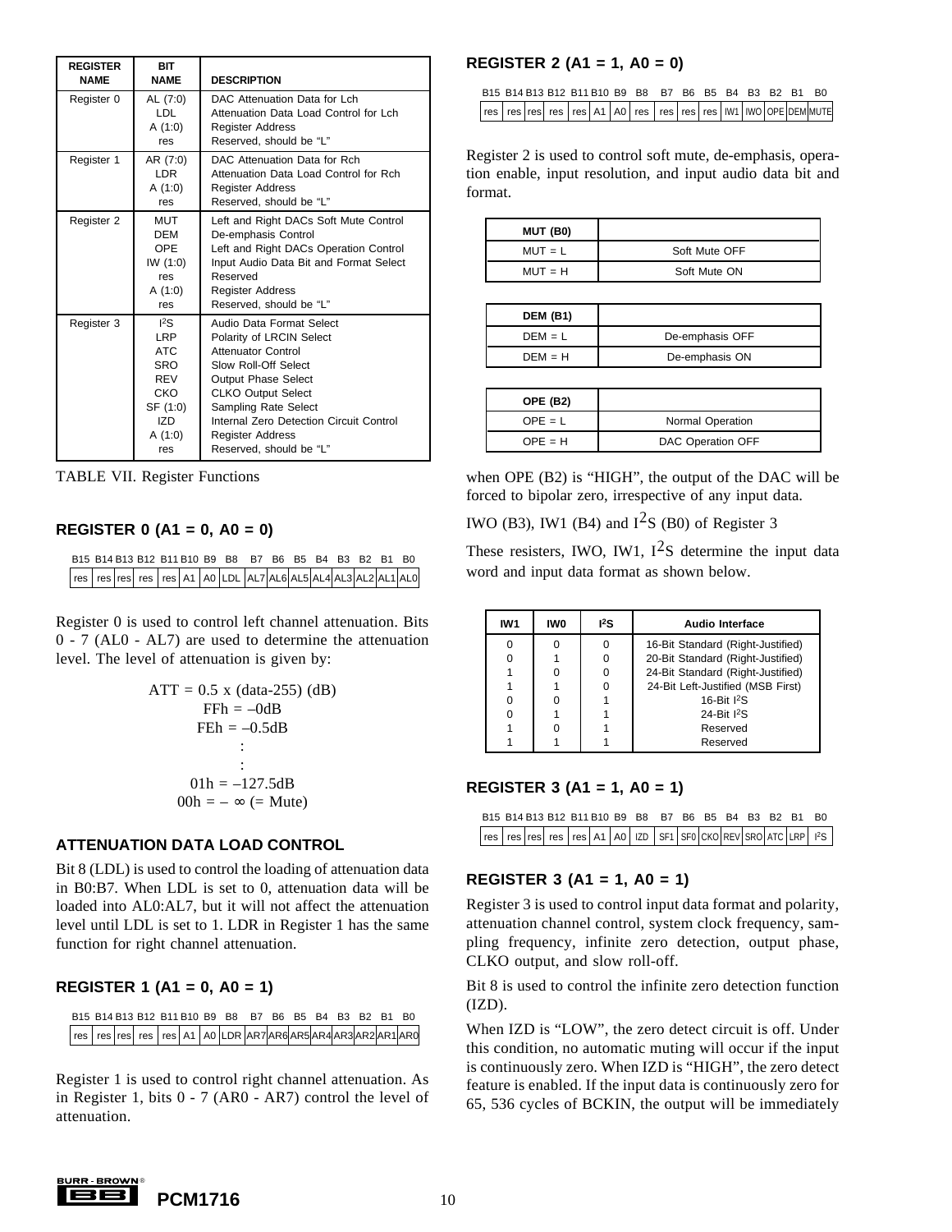| REGISTER NAME | BIT NAME | DESCRIPTION |
|---|---|---|
| Register 0 | AL (7:0)<br>LDL<br>A (1:0)<br>res | DAC Attenuation Data for Lch<br>Attenuation Data Load Control for Lch<br>Register Address<br>Reserved, should be "L" |
| Register 1 | AR (7:0)<br>LDR<br>A (1:0)<br>res | DAC Attenuation Data for Rch<br>Attenuation Data Load Control for Rch<br>Register Address<br>Reserved, should be "L" |
| Register 2 | MUT<br>DEM<br>OPE<br>IW (1:0)<br>res<br>A (1:0)<br>res | Left and Right DACs Soft Mute Control<br>De-emphasis Control<br>Left and Right DACs Operation Control<br>Input Audio Data Bit and Format Select<br>Reserved<br>Register Address<br>Reserved, should be "L" |
| Register 3 | $I^2S$<br>LRP<br>ATC<br>SRO<br>REV<br>CKO<br>SF (1:0)<br>IZD<br>A (1:0)<br>res | Audio Data Format Select<br>Polarity of LRCIN Select<br>Attenuator Control<br>Slow Roll-Off Select<br>Output Phase Select<br>CLKO Output Select<br>Sampling Rate Select<br>Internal Zero Detection Circuit Control<br>Register Address<br>Reserved, should be "L" |

TABLE VII. Register Functions

## REGISTER 0 (A1 = 0, A0 = 0)

| B15 | B14 | B13 | B12 | B11 | B10 | B9 | B8 | B7 | B6 | B5 | B4 | B3 | B2 | B1 | B0 |
|---|---|---|---|---|---|---|---|---|---|---|---|---|---|---|---|
| res | res | res | res | res | A1 | A0 | LDL | AL7 | AL6 | AL5 | AL4 | AL3 | AL2 | AL1 | AL0 |

Register 0 is used to control left channel attenuation. Bits 0 - 7 (AL0 - AL7) are used to determine the attenuation level. The level of attenuation is given by:

$$ATT = 0.5 \times (\text{data}-255) \text{ (dB)}$$

FFh = –0dB
FEh = –0.5dB
:
:
01h = –127.5dB
00h = – ∞ (= Mute)

### ATTENUATION DATA LOAD CONTROL

Bit 8 (LDL) is used to control the loading of attenuation data in B0:B7. When LDL is set to 0, attenuation data will be loaded into AL0:AL7, but it will not affect the attenuation level until LDL is set to 1. LDR in Register 1 has the same function for right channel attenuation.

## REGISTER 1 (A1 = 0, A0 = 1)

| B15 | B14 | B13 | B12 | B11 | B10 | B9 | B8 | B7 | B6 | B5 | B4 | B3 | B2 | B1 | B0 |
|---|---|---|---|---|---|---|---|---|---|---|---|---|---|---|---|
| res | res | res | res | res | A1 | A0 | LDR | AR7 | AR6 | AR5 | AR4 | AR3 | AR2 | AR1 | AR0 |

Register 1 is used to control right channel attenuation. As in Register 1, bits 0 - 7 (AR0 - AR7) control the level of attenuation.

## REGISTER 2 (A1 = 1, A0 = 0)

| B15 | B14 | B13 | B12 | B11 | B10 | B9 | B8 | B7 | B6 | B5 | B4 | B3 | B2 | B1 | B0 |
|---|---|---|---|---|---|---|---|---|---|---|---|---|---|---|---|
| res | res | res | res | res | A1 | A0 | res | res | res | res | IW1 | IWO | OPE | DEM | MUTE |

Register 2 is used to control soft mute, de-emphasis, operation enable, input resolution, and input audio data bit and format.

| MUT (B0) | |
|---|---|
| MUT = L | Soft Mute OFF |
| MUT = H | Soft Mute ON |

| DEM (B1) | |
|---|---|
| DEM = L | De-emphasis OFF |
| DEM = H | De-emphasis ON |

| OPE (B2) | |
|---|---|
| OPE = L | Normal Operation |
| OPE = H | DAC Operation OFF |

when OPE (B2) is "HIGH", the output of the DAC will be forced to bipolar zero, irrespective of any input data.

IWO (B3), IW1 (B4) and $I^2S$ (B0) of Register 3

These resisters, IWO, IW1, $I^2S$ determine the input data word and input data format as shown below.

| IW1 | IW0 | $I^2S$ | Audio Interface |
|---|---|---|---|
| 0 | 0 | 0 | 16-Bit Standard (Right-Justified) |
| 0 | 1 | 0 | 20-Bit Standard (Right-Justified) |
| 1 | 0 | 0 | 24-Bit Standard (Right-Justified) |
| 1 | 1 | 0 | 24-Bit Left-Justified (MSB First) |
| 0 | 0 | 1 | 16-Bit $I^2S$ |
| 0 | 1 | 1 | 24-Bit $I^2S$ |
| 1 | 0 | 1 | Reserved |
| 1 | 1 | 1 | Reserved |

## REGISTER 3 (A1 = 1, A0 = 1)

| B15 | B14 | B13 | B12 | B11 | B10 | B9 | B8 | B7 | B6 | B5 | B4 | B3 | B2 | B1 | B0 |
|---|---|---|---|---|---|---|---|---|---|---|---|---|---|---|---|
| res | res | res | res | res | A1 | A0 | IZD | SF1 | SF0 | CKO | REV | SRO | ATC | LRP | $I^2S$ |

## REGISTER 3 (A1 = 1, A0 = 1)

Register 3 is used to control input data format and polarity, attenuation channel control, system clock frequency, sampling frequency, infinite zero detection, output phase, CLKO output, and slow roll-off.

Bit 8 is used to control the infinite zero detection function (IZD).

When IZD is "LOW", the zero detect circuit is off. Under this condition, no automatic muting will occur if the input is continuously zero. When IZD is "HIGH", the zero detect feature is enabled. If the input data is continuously zero for 65, 536 cycles of BCKIN, the output will be immediately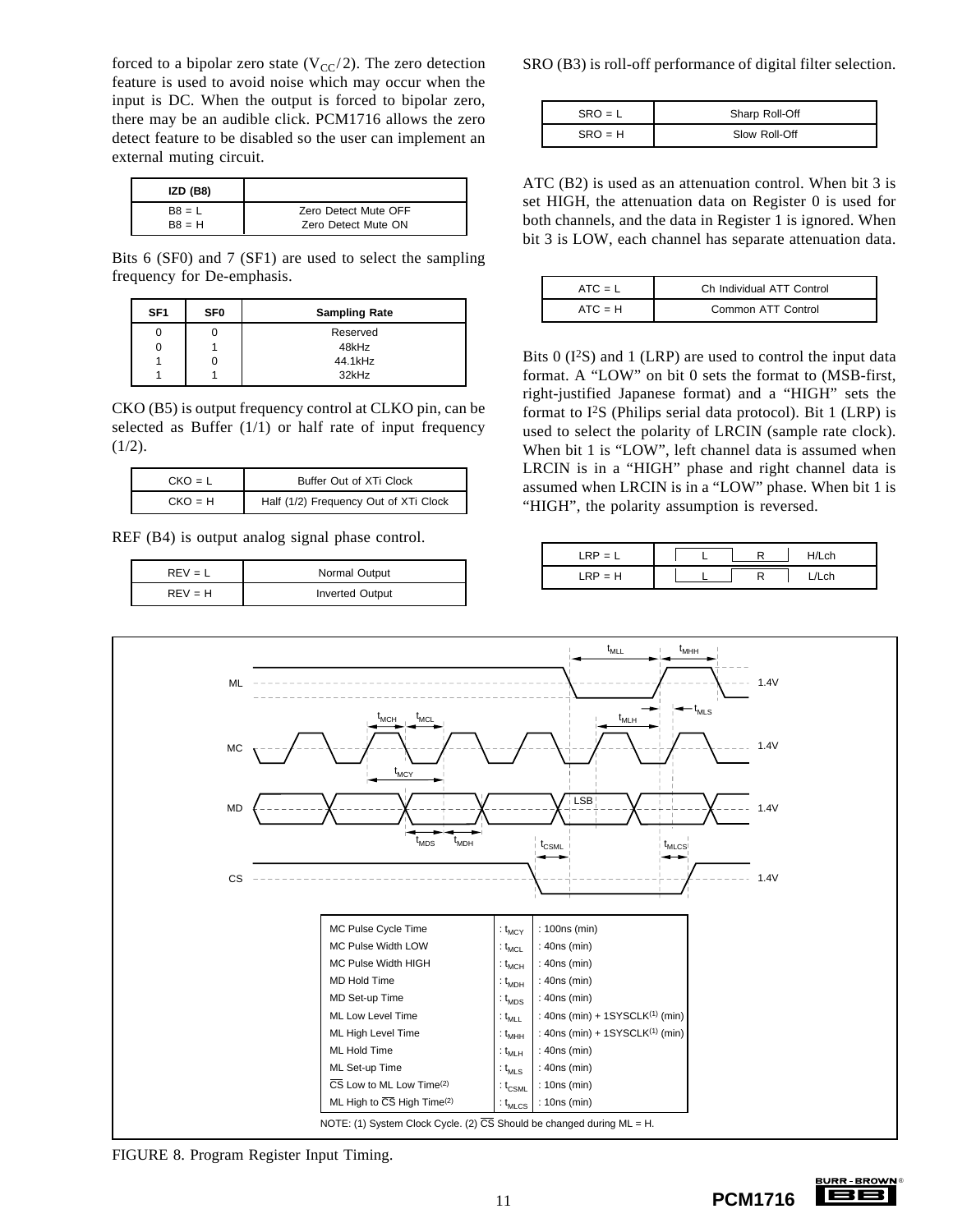forced to a bipolar zero state ($V_{CC}/2$). The zero detection feature is used to avoid noise which may occur when the input is DC. When the output is forced to bipolar zero, there may be an audible click. PCM1716 allows the zero detect feature to be disabled so the user can implement an external muting circuit.

| IZD (B8) | |
|---|---|
| B8 = L | Zero Detect Mute OFF |
| B8 = H | Zero Detect Mute ON |

Bits 6 (SF0) and 7 (SF1) are used to select the sampling frequency for De-emphasis.

| SF1 | SF0 | Sampling Rate |
|---|---|---|
| 0 | 0 | Reserved |
| 0 | 1 | 48kHz |
| 1 | 0 | 44.1kHz |
| 1 | 1 | 32kHz |

CKO (B5) is output frequency control at CLKO pin, can be selected as Buffer (1/1) or half rate of input frequency (1/2).

| CKO = L | Buffer Out of XTi Clock |
|---|---|
| CKO = H | Half (1/2) Frequency Out of XTi Clock |

REF (B4) is output analog signal phase control.

| REV = L | Normal Output |
|---|---|
| REV = H | Inverted Output |

SRO (B3) is roll-off performance of digital filter selection.

| SRO = L | Sharp Roll-Off |
|---|---|
| SRO = H | Slow Roll-Off |

ATC (B2) is used as an attenuation control. When bit 3 is set HIGH, the attenuation data on Register 0 is used for both channels, and the data in Register 1 is ignored. When bit 3 is LOW, each channel has separate attenuation data.

| ATC = L | Ch Individual ATT Control |
|---|---|
| ATC = H | Common ATT Control |

Bits 0 ($I^2S$) and 1 (LRP) are used to control the input data format. A “LOW” on bit 0 sets the format to (MSB-first, right-justified Japanese format) and a “HIGH” sets the format to $I^2S$ (Philips serial data protocol). Bit 1 (LRP) is used to select the polarity of LRCIN (sample rate clock). When bit 1 is “LOW”, left channel data is assumed when LRCIN is in a “HIGH” phase and right channel data is assumed when LRCIN is in a “LOW” phase. When bit 1 is “HIGH”, the polarity assumption is reversed.

| LRP = L | L R | H/Lch |
|---|---|---|
| LRP = H | L R | L/Lch |

| | | |
|---|---|---|
| MC Pulse Cycle Time | : $t_{MCY}$ | : 100ns (min) |
| MC Pulse Width LOW | : $t_{MCL}$ | : 40ns (min) |
| MC Pulse Width HIGH | : $t_{MCH}$ | : 40ns (min) |
| MD Hold Time | : $t_{MDH}$ | : 40ns (min) |
| MD Set-up Time | : $t_{MDS}$ | : 40ns (min) |
| ML Low Level Time | : $t_{MLL}$ | : 40ns (min) + 1SYSCLK(1) (min) |
| ML High Level Time | : $t_{MHH}$ | : 40ns (min) + 1SYSCLK(1) (min) |
| ML Hold Time | : $t_{MLH}$ | : 40ns (min) |
| ML Set-up Time | : $t_{MLS}$ | : 40ns (min) |
| $\overline{CS}$ Low to ML Low Time(2) | : $t_{CSML}$ | : 10ns (min) |
| ML High to $\overline{CS}$ High Time(2) | : $t_{MLCS}$ | : 10ns (min) |

NOTE: (1) System Clock Cycle. (2) $\overline{CS}$ Should be changed during ML = H.

FIGURE 8. Program Register Input Timing.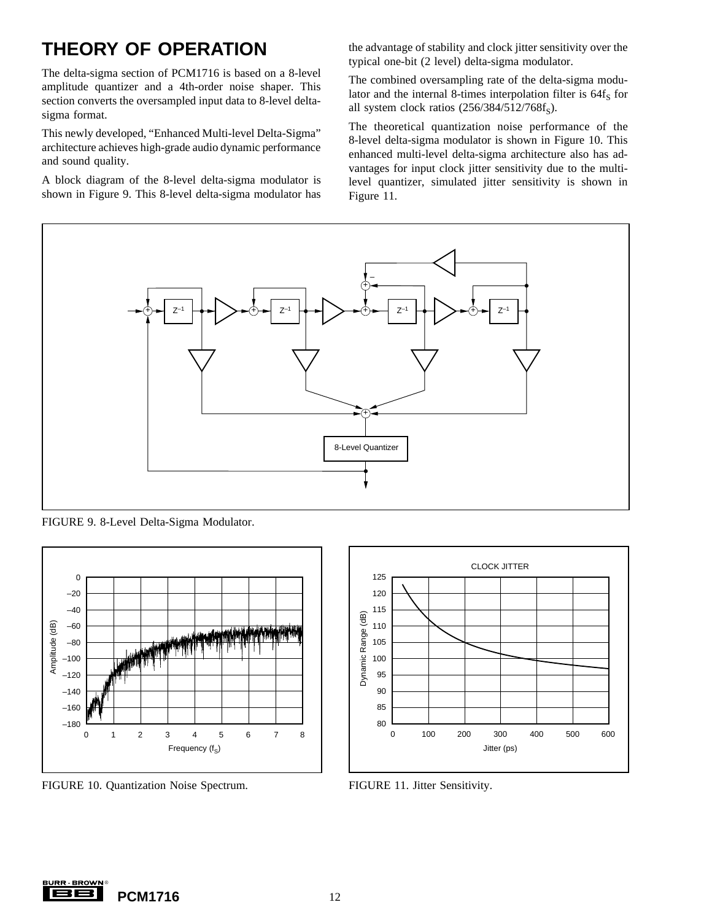# THEORY OF OPERATION

The delta-sigma section of PCM1716 is based on a 8-level amplitude quantizer and a 4th-order noise shaper. This section converts the oversampled input data to 8-level delta-sigma format.

This newly developed, "Enhanced Multi-level Delta-Sigma" architecture achieves high-grade audio dynamic performance and sound quality.

A block diagram of the 8-level delta-sigma modulator is shown in Figure 9. This 8-level delta-sigma modulator has the advantage of stability and clock jitter sensitivity over the typical one-bit (2 level) delta-sigma modulator.

The combined oversampling rate of the delta-sigma modulator and the internal 8-times interpolation filter is $64f_S$ for all system clock ratios ($256/384/512/768f_S$).

The theoretical quantization noise performance of the 8-level delta-sigma modulator is shown in Figure 10. This enhanced multi-level delta-sigma architecture also has advantages for input clock jitter sensitivity due to the multi-level quantizer, simulated jitter sensitivity is shown in Figure 11.

FIGURE 9. 8-Level Delta-Sigma Modulator.

FIGURE 10. Quantization Noise Spectrum.

FIGURE 11. Jitter Sensitivity.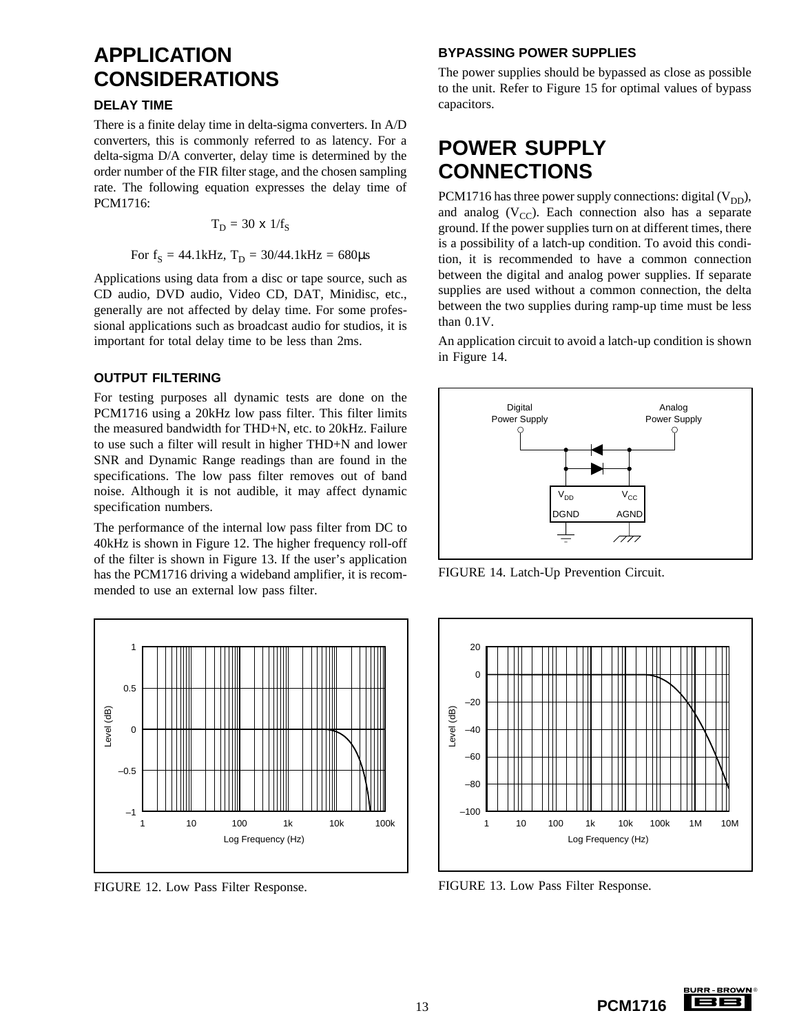# APPLICATION CONSIDERATIONS

### DELAY TIME

There is a finite delay time in delta-sigma converters. In A/D converters, this is commonly referred to as latency. For a delta-sigma D/A converter, delay time is determined by the order number of the FIR filter stage, and the chosen sampling rate. The following equation expresses the delay time of PCM1716:

$$T_D = 30 \times 1/f_S$$

For $f_S$ = 44.1kHz, $T_D$ = 30/44.1kHz = 680μs

Applications using data from a disc or tape source, such as CD audio, DVD audio, Video CD, DAT, Minidisc, etc., generally are not affected by delay time. For some professional applications such as broadcast audio for studios, it is important for total delay time to be less than 2ms.

### OUTPUT FILTERING

For testing purposes all dynamic tests are done on the PCM1716 using a 20kHz low pass filter. This filter limits the measured bandwidth for THD+N, etc. to 20kHz. Failure to use such a filter will result in higher THD+N and lower SNR and Dynamic Range readings than are found in the specifications. The low pass filter removes out of band noise. Although it is not audible, it may affect dynamic specification numbers.

The performance of the internal low pass filter from DC to 40kHz is shown in Figure 12. The higher frequency roll-off of the filter is shown in Figure 13. If the user's application has the PCM1716 driving a wideband amplifier, it is recommended to use an external low pass filter.

FIGURE 12. Low Pass Filter Response.

FIGURE 13. Low Pass Filter Response.

### BYPASSING POWER SUPPLIES

The power supplies should be bypassed as close as possible to the unit. Refer to Figure 15 for optimal values of bypass capacitors.

# POWER SUPPLY CONNECTIONS

PCM1716 has three power supply connections: digital ($V_{DD}$), and analog ($V_{CC}$). Each connection also has a separate ground. If the power supplies turn on at different times, there is a possibility of a latch-up condition. To avoid this condition, it is recommended to have a common connection between the digital and analog power supplies. If separate supplies are used without a common connection, the delta between the two supplies during ramp-up time must be less than 0.1V.

An application circuit to avoid a latch-up condition is shown in Figure 14.

FIGURE 14. Latch-Up Prevention Circuit.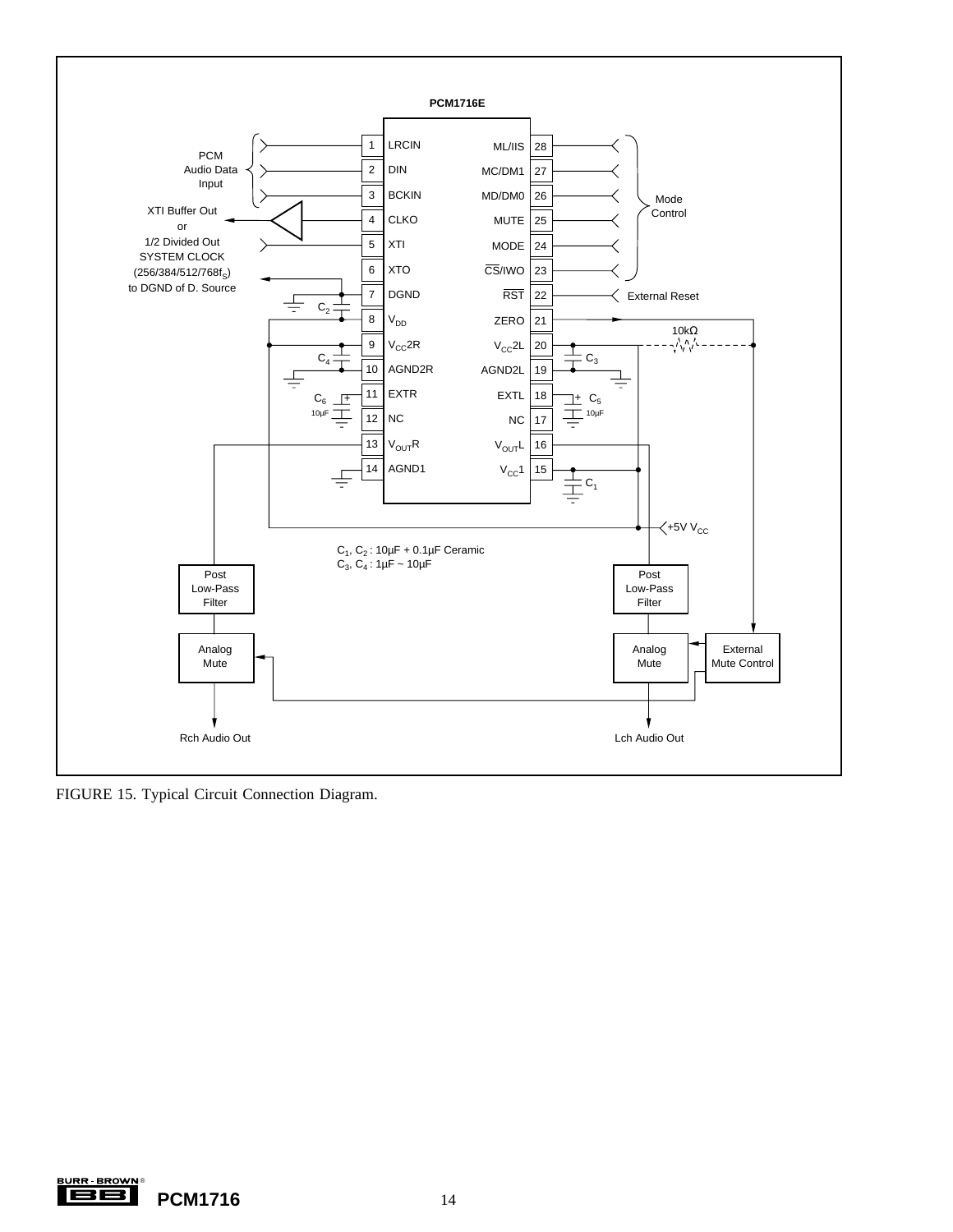PCM1716E

1 LRCIN
2 DIN
3 BCKIN
4 CLKO
5 XTI
6 XTO
7 DGND
8 $V_{DD}$
9 $V_{CC}2R$
10 AGND2R
11 EXTR
12 NC
13 $V_{OUT}R$
14 AGND1

28 ML/IIS
27 MC/DM1
26 MD/DM0
25 MUTE
24 MODE
23 $\overline{CS}$/IWO
22 $\overline{RST}$
21 ZERO
20 $V_{CC}2L$
19 AGND2L
18 EXTL
17 NC
16 $V_{OUT}L$
15 $V_{CC}1$

PCM Audio Data Input

XTI Buffer Out or 1/2 Divided Out

SYSTEM CLOCK ($256/384/512/768f_S$)

to DGND of D. Source

Mode Control

External Reset

10kΩ

$C_1$, $C_2$, $C_3$, $C_4$, $C_5$ 10µF, $C_6$ 10µF

+5V $V_{CC}$

$C_1$, $C_2$ : 10µF + 0.1µF Ceramic
$C_3$, $C_4$ : 1µF ~ 10µF

Post Low-Pass Filter

Analog Mute

External Mute Control

Rch Audio Out

Lch Audio Out

FIGURE 15. Typical Circuit Connection Diagram.